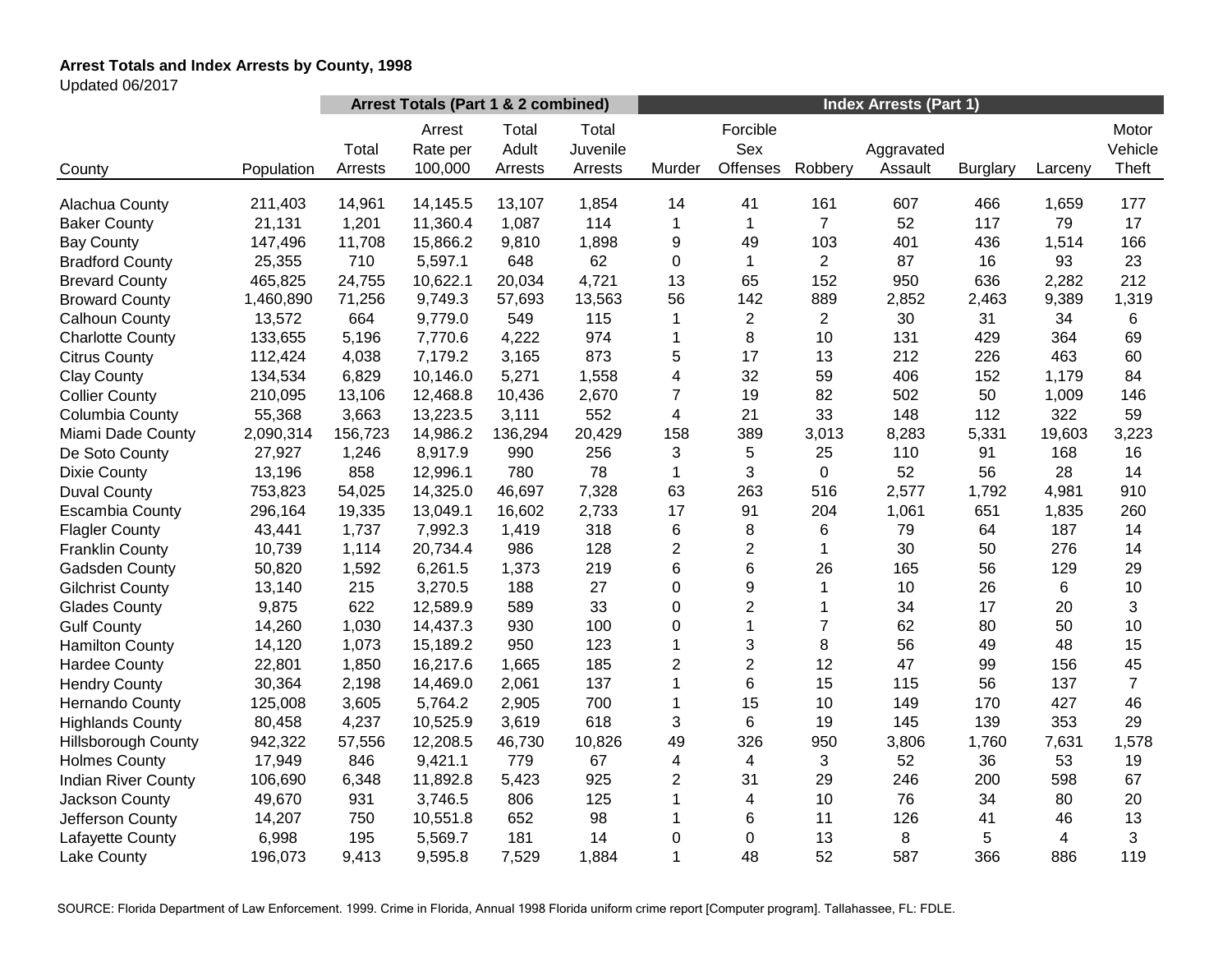**Arrest Totals and Index Arrests by County, 1998**

Updated 06/2017

| | | Arrest Totals (Part 1 & 2 combined) | | | | Index Arrests (Part 1) | | | | | | |
|---|---|---|---|---|---|---|---|---|---|---|---|---|
| County | Population | Total Arrests | Arrest Rate per 100,000 | Total Adult Arrests | Total Juvenile Arrests | Murder | Forcible Sex Offenses | Robbery | Aggravated Assault | Burglary | Larceny | Motor Vehicle Theft |
| Alachua County | 211,403 | 14,961 | 14,145.5 | 13,107 | 1,854 | 14 | 41 | 161 | 607 | 466 | 1,659 | 177 |
| Baker County | 21,131 | 1,201 | 11,360.4 | 1,087 | 114 | 1 | 1 | 7 | 52 | 117 | 79 | 17 |
| Bay County | 147,496 | 11,708 | 15,866.2 | 9,810 | 1,898 | 9 | 49 | 103 | 401 | 436 | 1,514 | 166 |
| Bradford County | 25,355 | 710 | 5,597.1 | 648 | 62 | 0 | 1 | 2 | 87 | 16 | 93 | 23 |
| Brevard County | 465,825 | 24,755 | 10,622.1 | 20,034 | 4,721 | 13 | 65 | 152 | 950 | 636 | 2,282 | 212 |
| Broward County | 1,460,890 | 71,256 | 9,749.3 | 57,693 | 13,563 | 56 | 142 | 889 | 2,852 | 2,463 | 9,389 | 1,319 |
| Calhoun County | 13,572 | 664 | 9,779.0 | 549 | 115 | 1 | 2 | 2 | 30 | 31 | 34 | 6 |
| Charlotte County | 133,655 | 5,196 | 7,770.6 | 4,222 | 974 | 1 | 8 | 10 | 131 | 429 | 364 | 69 |
| Citrus County | 112,424 | 4,038 | 7,179.2 | 3,165 | 873 | 5 | 17 | 13 | 212 | 226 | 463 | 60 |
| Clay County | 134,534 | 6,829 | 10,146.0 | 5,271 | 1,558 | 4 | 32 | 59 | 406 | 152 | 1,179 | 84 |
| Collier County | 210,095 | 13,106 | 12,468.8 | 10,436 | 2,670 | 7 | 19 | 82 | 502 | 50 | 1,009 | 146 |
| Columbia County | 55,368 | 3,663 | 13,223.5 | 3,111 | 552 | 4 | 21 | 33 | 148 | 112 | 322 | 59 |
| Miami Dade County | 2,090,314 | 156,723 | 14,986.2 | 136,294 | 20,429 | 158 | 389 | 3,013 | 8,283 | 5,331 | 19,603 | 3,223 |
| De Soto County | 27,927 | 1,246 | 8,917.9 | 990 | 256 | 3 | 5 | 25 | 110 | 91 | 168 | 16 |
| Dixie County | 13,196 | 858 | 12,996.1 | 780 | 78 | 1 | 3 | 0 | 52 | 56 | 28 | 14 |
| Duval County | 753,823 | 54,025 | 14,325.0 | 46,697 | 7,328 | 63 | 263 | 516 | 2,577 | 1,792 | 4,981 | 910 |
| Escambia County | 296,164 | 19,335 | 13,049.1 | 16,602 | 2,733 | 17 | 91 | 204 | 1,061 | 651 | 1,835 | 260 |
| Flagler County | 43,441 | 1,737 | 7,992.3 | 1,419 | 318 | 6 | 8 | 6 | 79 | 64 | 187 | 14 |
| Franklin County | 10,739 | 1,114 | 20,734.4 | 986 | 128 | 2 | 2 | 1 | 30 | 50 | 276 | 14 |
| Gadsden County | 50,820 | 1,592 | 6,261.5 | 1,373 | 219 | 6 | 6 | 26 | 165 | 56 | 129 | 29 |
| Gilchrist County | 13,140 | 215 | 3,270.5 | 188 | 27 | 0 | 9 | 1 | 10 | 26 | 6 | 10 |
| Glades County | 9,875 | 622 | 12,589.9 | 589 | 33 | 0 | 2 | 1 | 34 | 17 | 20 | 3 |
| Gulf County | 14,260 | 1,030 | 14,437.3 | 930 | 100 | 0 | 1 | 7 | 62 | 80 | 50 | 10 |
| Hamilton County | 14,120 | 1,073 | 15,189.2 | 950 | 123 | 1 | 3 | 8 | 56 | 49 | 48 | 15 |
| Hardee County | 22,801 | 1,850 | 16,217.6 | 1,665 | 185 | 2 | 2 | 12 | 47 | 99 | 156 | 45 |
| Hendry County | 30,364 | 2,198 | 14,469.0 | 2,061 | 137 | 1 | 6 | 15 | 115 | 56 | 137 | 7 |
| Hernando County | 125,008 | 3,605 | 5,764.2 | 2,905 | 700 | 1 | 15 | 10 | 149 | 170 | 427 | 46 |
| Highlands County | 80,458 | 4,237 | 10,525.9 | 3,619 | 618 | 3 | 6 | 19 | 145 | 139 | 353 | 29 |
| Hillsborough County | 942,322 | 57,556 | 12,208.5 | 46,730 | 10,826 | 49 | 326 | 950 | 3,806 | 1,760 | 7,631 | 1,578 |
| Holmes County | 17,949 | 846 | 9,421.1 | 779 | 67 | 4 | 4 | 3 | 52 | 36 | 53 | 19 |
| Indian River County | 106,690 | 6,348 | 11,892.8 | 5,423 | 925 | 2 | 31 | 29 | 246 | 200 | 598 | 67 |
| Jackson County | 49,670 | 931 | 3,746.5 | 806 | 125 | 1 | 4 | 10 | 76 | 34 | 80 | 20 |
| Jefferson County | 14,207 | 750 | 10,551.8 | 652 | 98 | 1 | 6 | 11 | 126 | 41 | 46 | 13 |
| Lafayette County | 6,998 | 195 | 5,569.7 | 181 | 14 | 0 | 0 | 13 | 8 | 5 | 4 | 3 |
| Lake County | 196,073 | 9,413 | 9,595.8 | 7,529 | 1,884 | 1 | 48 | 52 | 587 | 366 | 886 | 119 |

SOURCE: Florida Department of Law Enforcement. 1999. Crime in Florida, Annual 1998 Florida uniform crime report [Computer program]. Tallahassee, FL: FDLE.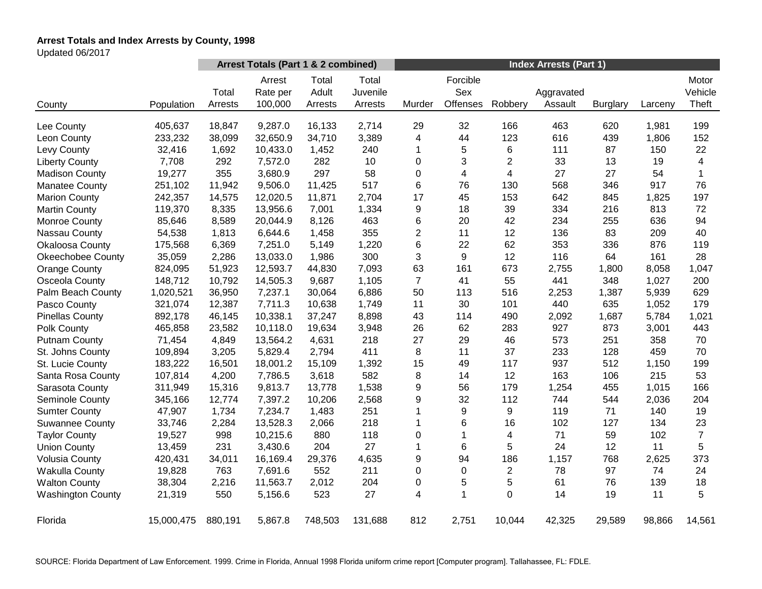**Arrest Totals and Index Arrests by County, 1998**

Updated 06/2017

| | | Arrest Totals (Part 1 & 2 combined) | | | | Index Arrests (Part 1) | | | | | | |
|---|---|---|---|---|---|---|---|---|---|---|---|---|
| County | Population | Total Arrests | Arrest Rate per 100,000 | Total Adult Arrests | Total Juvenile Arrests | Murder | Forcible Sex Offenses | Robbery | Aggravated Assault | Burglary | Larceny | Motor Vehicle Theft |
| Lee County | 405,637 | 18,847 | 9,287.0 | 16,133 | 2,714 | 29 | 32 | 166 | 463 | 620 | 1,981 | 199 |
| Leon County | 233,232 | 38,099 | 32,650.9 | 34,710 | 3,389 | 4 | 44 | 123 | 616 | 439 | 1,806 | 152 |
| Levy County | 32,416 | 1,692 | 10,433.0 | 1,452 | 240 | 1 | 5 | 6 | 111 | 87 | 150 | 22 |
| Liberty County | 7,708 | 292 | 7,572.0 | 282 | 10 | 0 | 3 | 2 | 33 | 13 | 19 | 4 |
| Madison County | 19,277 | 355 | 3,680.9 | 297 | 58 | 0 | 4 | 4 | 27 | 27 | 54 | 1 |
| Manatee County | 251,102 | 11,942 | 9,506.0 | 11,425 | 517 | 6 | 76 | 130 | 568 | 346 | 917 | 76 |
| Marion County | 242,357 | 14,575 | 12,020.5 | 11,871 | 2,704 | 17 | 45 | 153 | 642 | 845 | 1,825 | 197 |
| Martin County | 119,370 | 8,335 | 13,956.6 | 7,001 | 1,334 | 9 | 18 | 39 | 334 | 216 | 813 | 72 |
| Monroe County | 85,646 | 8,589 | 20,044.9 | 8,126 | 463 | 6 | 20 | 42 | 234 | 255 | 636 | 94 |
| Nassau County | 54,538 | 1,813 | 6,644.6 | 1,458 | 355 | 2 | 11 | 12 | 136 | 83 | 209 | 40 |
| Okaloosa County | 175,568 | 6,369 | 7,251.0 | 5,149 | 1,220 | 6 | 22 | 62 | 353 | 336 | 876 | 119 |
| Okeechobee County | 35,059 | 2,286 | 13,033.0 | 1,986 | 300 | 3 | 9 | 12 | 116 | 64 | 161 | 28 |
| Orange County | 824,095 | 51,923 | 12,593.7 | 44,830 | 7,093 | 63 | 161 | 673 | 2,755 | 1,800 | 8,058 | 1,047 |
| Osceola County | 148,712 | 10,792 | 14,505.3 | 9,687 | 1,105 | 7 | 41 | 55 | 441 | 348 | 1,027 | 200 |
| Palm Beach County | 1,020,521 | 36,950 | 7,237.1 | 30,064 | 6,886 | 50 | 113 | 516 | 2,253 | 1,387 | 5,939 | 629 |
| Pasco County | 321,074 | 12,387 | 7,711.3 | 10,638 | 1,749 | 11 | 30 | 101 | 440 | 635 | 1,052 | 179 |
| Pinellas County | 892,178 | 46,145 | 10,338.1 | 37,247 | 8,898 | 43 | 114 | 490 | 2,092 | 1,687 | 5,784 | 1,021 |
| Polk County | 465,858 | 23,582 | 10,118.0 | 19,634 | 3,948 | 26 | 62 | 283 | 927 | 873 | 3,001 | 443 |
| Putnam County | 71,454 | 4,849 | 13,564.2 | 4,631 | 218 | 27 | 29 | 46 | 573 | 251 | 358 | 70 |
| St. Johns County | 109,894 | 3,205 | 5,829.4 | 2,794 | 411 | 8 | 11 | 37 | 233 | 128 | 459 | 70 |
| St. Lucie County | 183,222 | 16,501 | 18,001.2 | 15,109 | 1,392 | 15 | 49 | 117 | 937 | 512 | 1,150 | 199 |
| Santa Rosa County | 107,814 | 4,200 | 7,786.5 | 3,618 | 582 | 8 | 14 | 12 | 163 | 106 | 215 | 53 |
| Sarasota County | 311,949 | 15,316 | 9,813.7 | 13,778 | 1,538 | 9 | 56 | 179 | 1,254 | 455 | 1,015 | 166 |
| Seminole County | 345,166 | 12,774 | 7,397.2 | 10,206 | 2,568 | 9 | 32 | 112 | 744 | 544 | 2,036 | 204 |
| Sumter County | 47,907 | 1,734 | 7,234.7 | 1,483 | 251 | 1 | 9 | 9 | 119 | 71 | 140 | 19 |
| Suwannee County | 33,746 | 2,284 | 13,528.3 | 2,066 | 218 | 1 | 6 | 16 | 102 | 127 | 134 | 23 |
| Taylor County | 19,527 | 998 | 10,215.6 | 880 | 118 | 0 | 1 | 4 | 71 | 59 | 102 | 7 |
| Union County | 13,459 | 231 | 3,430.6 | 204 | 27 | 1 | 6 | 5 | 24 | 12 | 11 | 5 |
| Volusia County | 420,431 | 34,011 | 16,169.4 | 29,376 | 4,635 | 9 | 94 | 186 | 1,157 | 768 | 2,625 | 373 |
| Wakulla County | 19,828 | 763 | 7,691.6 | 552 | 211 | 0 | 0 | 2 | 78 | 97 | 74 | 24 |
| Walton County | 38,304 | 2,216 | 11,563.7 | 2,012 | 204 | 0 | 5 | 5 | 61 | 76 | 139 | 18 |
| Washington County | 21,319 | 550 | 5,156.6 | 523 | 27 | 4 | 1 | 0 | 14 | 19 | 11 | 5 |
| Florida | 15,000,475 | 880,191 | 5,867.8 | 748,503 | 131,688 | 812 | 2,751 | 10,044 | 42,325 | 29,589 | 98,866 | 14,561 |

SOURCE: Florida Department of Law Enforcement. 1999. Crime in Florida, Annual 1998 Florida uniform crime report [Computer program]. Tallahassee, FL: FDLE.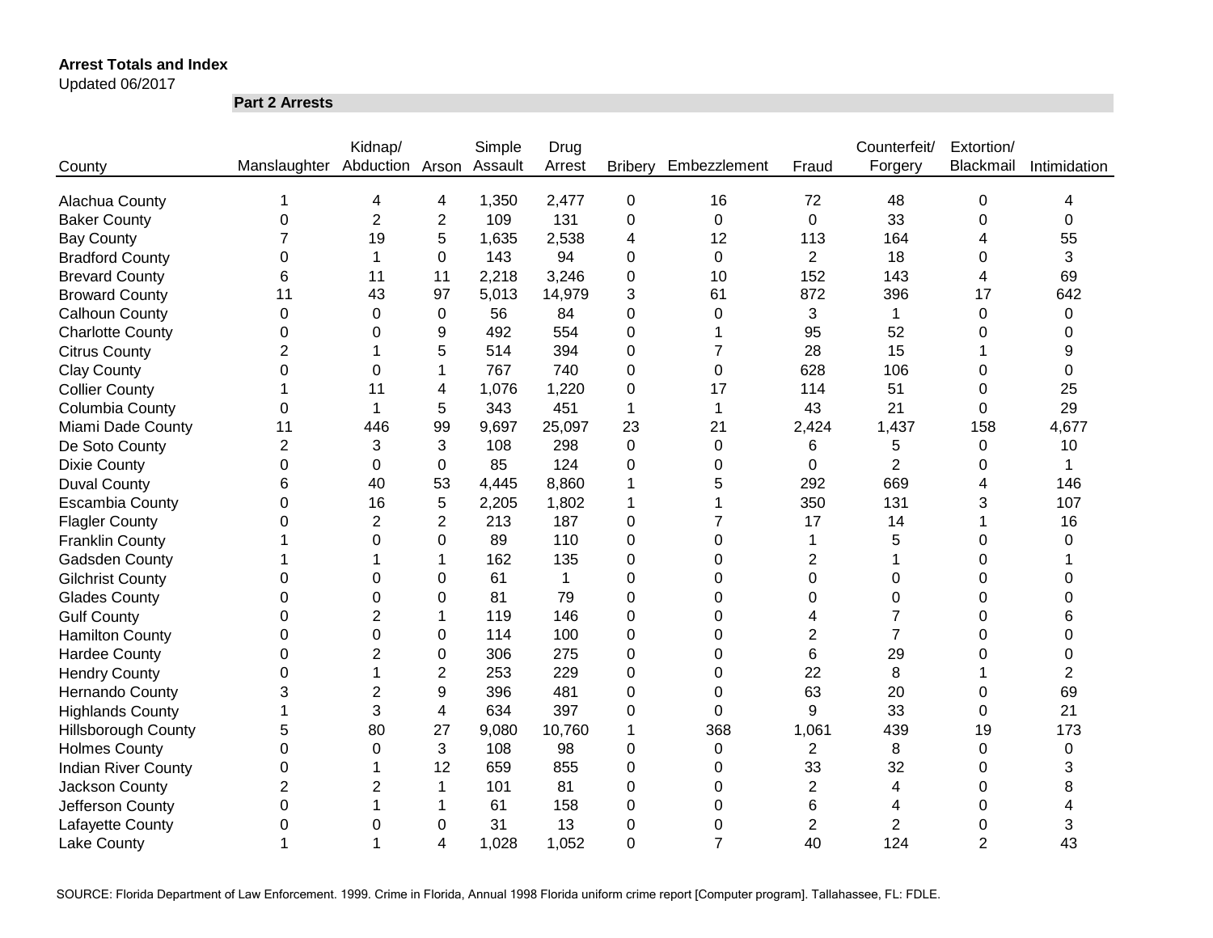**Arrest Totals and Index**

Updated 06/2017

**Part 2 Arrests**

| County | Manslaughter | Kidnap/ Abduction | Arson | Simple Assault | Drug Arrest | Bribery | Embezzlement | Fraud | Counterfeit/ Forgery | Extortion/ Blackmail | Intimidation |
|---|---|---|---|---|---|---|---|---|---|---|---|
| Alachua County | 1 | 4 | 4 | 1,350 | 2,477 | 0 | 16 | 72 | 48 | 0 | 4 |
| Baker County | 0 | 2 | 2 | 109 | 131 | 0 | 0 | 0 | 33 | 0 | 0 |
| Bay County | 7 | 19 | 5 | 1,635 | 2,538 | 4 | 12 | 113 | 164 | 4 | 55 |
| Bradford County | 0 | 1 | 0 | 143 | 94 | 0 | 0 | 2 | 18 | 0 | 3 |
| Brevard County | 6 | 11 | 11 | 2,218 | 3,246 | 0 | 10 | 152 | 143 | 4 | 69 |
| Broward County | 11 | 43 | 97 | 5,013 | 14,979 | 3 | 61 | 872 | 396 | 17 | 642 |
| Calhoun County | 0 | 0 | 0 | 56 | 84 | 0 | 0 | 3 | 1 | 0 | 0 |
| Charlotte County | 0 | 0 | 9 | 492 | 554 | 0 | 1 | 95 | 52 | 0 | 0 |
| Citrus County | 2 | 1 | 5 | 514 | 394 | 0 | 7 | 28 | 15 | 1 | 9 |
| Clay County | 0 | 0 | 1 | 767 | 740 | 0 | 0 | 628 | 106 | 0 | 0 |
| Collier County | 1 | 11 | 4 | 1,076 | 1,220 | 0 | 17 | 114 | 51 | 0 | 25 |
| Columbia County | 0 | 1 | 5 | 343 | 451 | 1 | 1 | 43 | 21 | 0 | 29 |
| Miami Dade County | 11 | 446 | 99 | 9,697 | 25,097 | 23 | 21 | 2,424 | 1,437 | 158 | 4,677 |
| De Soto County | 2 | 3 | 3 | 108 | 298 | 0 | 0 | 6 | 5 | 0 | 10 |
| Dixie County | 0 | 0 | 0 | 85 | 124 | 0 | 0 | 0 | 2 | 0 | 1 |
| Duval County | 6 | 40 | 53 | 4,445 | 8,860 | 1 | 5 | 292 | 669 | 4 | 146 |
| Escambia County | 0 | 16 | 5 | 2,205 | 1,802 | 1 | 1 | 350 | 131 | 3 | 107 |
| Flagler County | 0 | 2 | 2 | 213 | 187 | 0 | 7 | 17 | 14 | 1 | 16 |
| Franklin County | 1 | 0 | 0 | 89 | 110 | 0 | 0 | 1 | 5 | 0 | 0 |
| Gadsden County | 1 | 1 | 1 | 162 | 135 | 0 | 0 | 2 | 1 | 0 | 1 |
| Gilchrist County | 0 | 0 | 0 | 61 | 1 | 0 | 0 | 0 | 0 | 0 | 0 |
| Glades County | 0 | 0 | 0 | 81 | 79 | 0 | 0 | 0 | 0 | 0 | 0 |
| Gulf County | 0 | 2 | 1 | 119 | 146 | 0 | 0 | 4 | 7 | 0 | 6 |
| Hamilton County | 0 | 0 | 0 | 114 | 100 | 0 | 0 | 2 | 7 | 0 | 0 |
| Hardee County | 0 | 2 | 0 | 306 | 275 | 0 | 0 | 6 | 29 | 0 | 0 |
| Hendry County | 0 | 1 | 2 | 253 | 229 | 0 | 0 | 22 | 8 | 1 | 2 |
| Hernando County | 3 | 2 | 9 | 396 | 481 | 0 | 0 | 63 | 20 | 0 | 69 |
| Highlands County | 1 | 3 | 4 | 634 | 397 | 0 | 0 | 9 | 33 | 0 | 21 |
| Hillsborough County | 5 | 80 | 27 | 9,080 | 10,760 | 1 | 368 | 1,061 | 439 | 19 | 173 |
| Holmes County | 0 | 0 | 3 | 108 | 98 | 0 | 0 | 2 | 8 | 0 | 0 |
| Indian River County | 0 | 1 | 12 | 659 | 855 | 0 | 0 | 33 | 32 | 0 | 3 |
| Jackson County | 2 | 2 | 1 | 101 | 81 | 0 | 0 | 2 | 4 | 0 | 8 |
| Jefferson County | 0 | 1 | 1 | 61 | 158 | 0 | 0 | 6 | 4 | 0 | 4 |
| Lafayette County | 0 | 0 | 0 | 31 | 13 | 0 | 0 | 2 | 2 | 0 | 3 |
| Lake County | 1 | 1 | 4 | 1,028 | 1,052 | 0 | 7 | 40 | 124 | 2 | 43 |

SOURCE: Florida Department of Law Enforcement. 1999. Crime in Florida, Annual 1998 Florida uniform crime report [Computer program]. Tallahassee, FL: FDLE.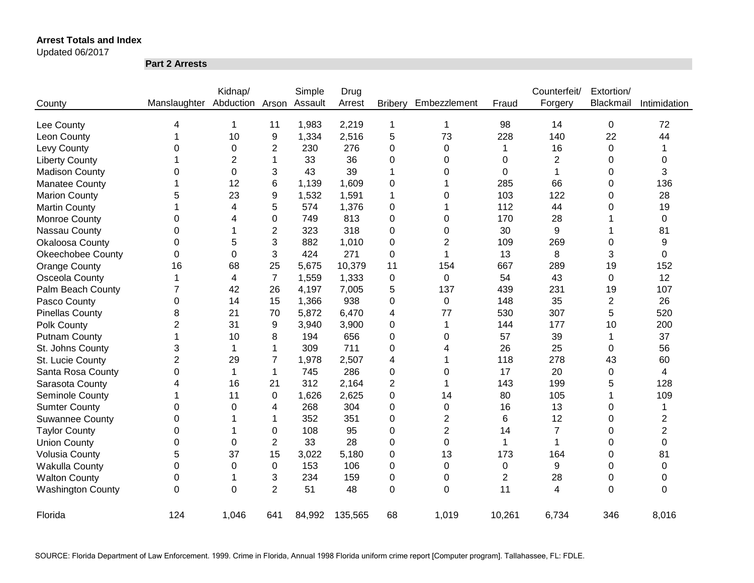**Arrest Totals and Index**
Updated 06/2017

**Part 2 Arrests**

| County | Manslaughter | Kidnap/ Abduction | Arson | Simple Assault | Drug Arrest | Bribery | Embezzlement | Fraud | Counterfeit/ Forgery | Extortion/ Blackmail | Intimidation |
|---|---|---|---|---|---|---|---|---|---|---|---|
| Lee County | 4 | 1 | 11 | 1,983 | 2,219 | 1 | 1 | 98 | 14 | 0 | 72 |
| Leon County | 1 | 10 | 9 | 1,334 | 2,516 | 5 | 73 | 228 | 140 | 22 | 44 |
| Levy County | 0 | 0 | 2 | 230 | 276 | 0 | 0 | 1 | 16 | 0 | 1 |
| Liberty County | 1 | 2 | 1 | 33 | 36 | 0 | 0 | 0 | 2 | 0 | 0 |
| Madison County | 0 | 0 | 3 | 43 | 39 | 1 | 0 | 0 | 1 | 0 | 3 |
| Manatee County | 1 | 12 | 6 | 1,139 | 1,609 | 0 | 1 | 285 | 66 | 0 | 136 |
| Marion County | 5 | 23 | 9 | 1,532 | 1,591 | 1 | 0 | 103 | 122 | 0 | 28 |
| Martin County | 1 | 4 | 5 | 574 | 1,376 | 0 | 1 | 112 | 44 | 0 | 19 |
| Monroe County | 0 | 4 | 0 | 749 | 813 | 0 | 0 | 170 | 28 | 1 | 0 |
| Nassau County | 0 | 1 | 2 | 323 | 318 | 0 | 0 | 30 | 9 | 1 | 81 |
| Okaloosa County | 0 | 5 | 3 | 882 | 1,010 | 0 | 2 | 109 | 269 | 0 | 9 |
| Okeechobee County | 0 | 0 | 3 | 424 | 271 | 0 | 1 | 13 | 8 | 3 | 0 |
| Orange County | 16 | 68 | 25 | 5,675 | 10,379 | 11 | 154 | 667 | 289 | 19 | 152 |
| Osceola County | 1 | 4 | 7 | 1,559 | 1,333 | 0 | 0 | 54 | 43 | 0 | 12 |
| Palm Beach County | 7 | 42 | 26 | 4,197 | 7,005 | 5 | 137 | 439 | 231 | 19 | 107 |
| Pasco County | 0 | 14 | 15 | 1,366 | 938 | 0 | 0 | 148 | 35 | 2 | 26 |
| Pinellas County | 8 | 21 | 70 | 5,872 | 6,470 | 4 | 77 | 530 | 307 | 5 | 520 |
| Polk County | 2 | 31 | 9 | 3,940 | 3,900 | 0 | 1 | 144 | 177 | 10 | 200 |
| Putnam County | 1 | 10 | 8 | 194 | 656 | 0 | 0 | 57 | 39 | 1 | 37 |
| St. Johns County | 3 | 1 | 1 | 309 | 711 | 0 | 4 | 26 | 25 | 0 | 56 |
| St. Lucie County | 2 | 29 | 7 | 1,978 | 2,507 | 4 | 1 | 118 | 278 | 43 | 60 |
| Santa Rosa County | 0 | 1 | 1 | 745 | 286 | 0 | 0 | 17 | 20 | 0 | 4 |
| Sarasota County | 4 | 16 | 21 | 312 | 2,164 | 2 | 1 | 143 | 199 | 5 | 128 |
| Seminole County | 1 | 11 | 0 | 1,626 | 2,625 | 0 | 14 | 80 | 105 | 1 | 109 |
| Sumter County | 0 | 0 | 4 | 268 | 304 | 0 | 0 | 16 | 13 | 0 | 1 |
| Suwannee County | 0 | 1 | 1 | 352 | 351 | 0 | 2 | 6 | 12 | 0 | 2 |
| Taylor County | 0 | 1 | 0 | 108 | 95 | 0 | 2 | 14 | 7 | 0 | 2 |
| Union County | 0 | 0 | 2 | 33 | 28 | 0 | 0 | 1 | 1 | 0 | 0 |
| Volusia County | 5 | 37 | 15 | 3,022 | 5,180 | 0 | 13 | 173 | 164 | 0 | 81 |
| Wakulla County | 0 | 0 | 0 | 153 | 106 | 0 | 0 | 0 | 9 | 0 | 0 |
| Walton County | 0 | 1 | 3 | 234 | 159 | 0 | 0 | 2 | 28 | 0 | 0 |
| Washington County | 0 | 0 | 2 | 51 | 48 | 0 | 0 | 11 | 4 | 0 | 0 |
| Florida | 124 | 1,046 | 641 | 84,992 | 135,565 | 68 | 1,019 | 10,261 | 6,734 | 346 | 8,016 |

SOURCE: Florida Department of Law Enforcement. 1999. Crime in Florida, Annual 1998 Florida uniform crime report [Computer program]. Tallahassee, FL: FDLE.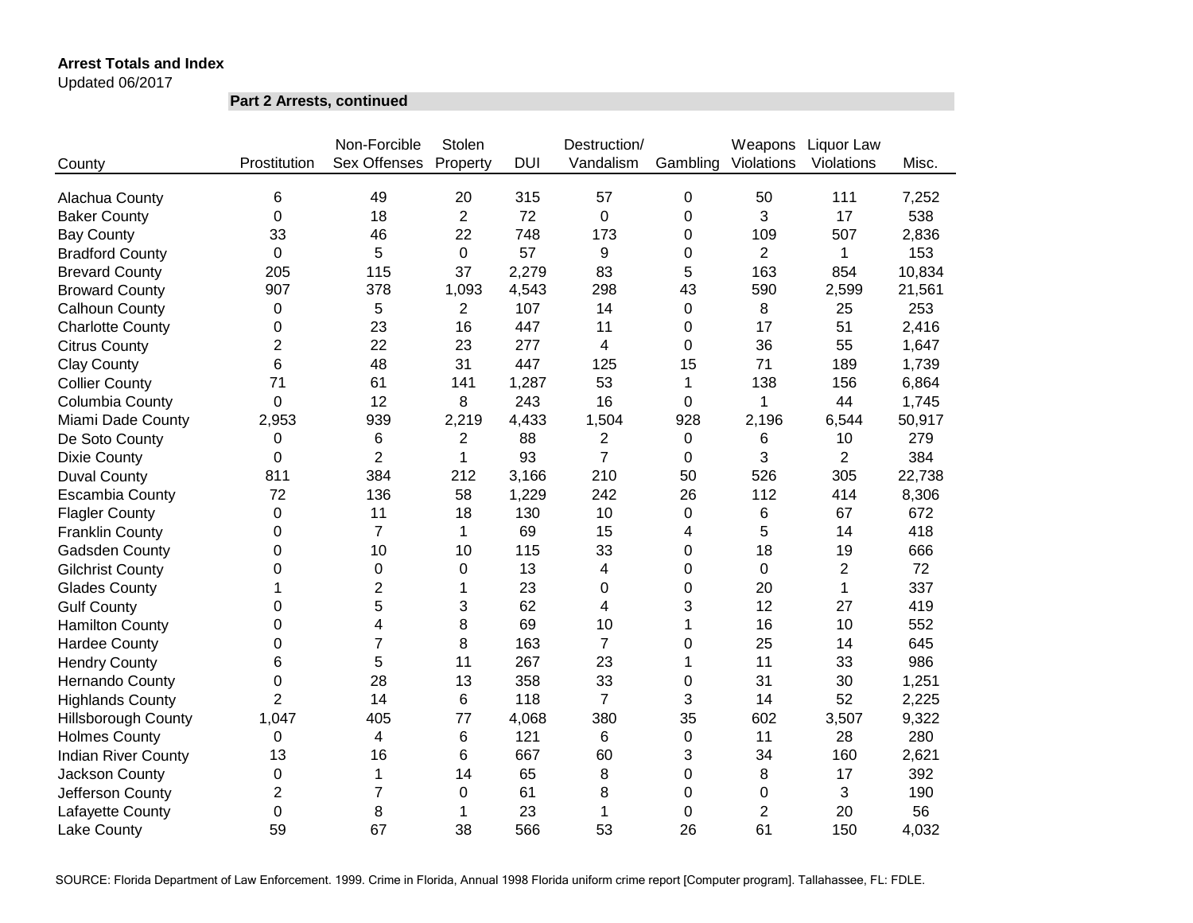**Arrest Totals and Index**

Updated 06/2017

**Part 2 Arrests, continued**

| County | Prostitution | Non-Forcible Sex Offenses | Stolen Property | DUI | Destruction/ Vandalism | Gambling | Weapons Violations | Liquor Law Violations | Misc. |
|---|---|---|---|---|---|---|---|---|---|
| Alachua County | 6 | 49 | 20 | 315 | 57 | 0 | 50 | 111 | 7,252 |
| Baker County | 0 | 18 | 2 | 72 | 0 | 0 | 3 | 17 | 538 |
| Bay County | 33 | 46 | 22 | 748 | 173 | 0 | 109 | 507 | 2,836 |
| Bradford County | 0 | 5 | 0 | 57 | 9 | 0 | 2 | 1 | 153 |
| Brevard County | 205 | 115 | 37 | 2,279 | 83 | 5 | 163 | 854 | 10,834 |
| Broward County | 907 | 378 | 1,093 | 4,543 | 298 | 43 | 590 | 2,599 | 21,561 |
| Calhoun County | 0 | 5 | 2 | 107 | 14 | 0 | 8 | 25 | 253 |
| Charlotte County | 0 | 23 | 16 | 447 | 11 | 0 | 17 | 51 | 2,416 |
| Citrus County | 2 | 22 | 23 | 277 | 4 | 0 | 36 | 55 | 1,647 |
| Clay County | 6 | 48 | 31 | 447 | 125 | 15 | 71 | 189 | 1,739 |
| Collier County | 71 | 61 | 141 | 1,287 | 53 | 1 | 138 | 156 | 6,864 |
| Columbia County | 0 | 12 | 8 | 243 | 16 | 0 | 1 | 44 | 1,745 |
| Miami Dade County | 2,953 | 939 | 2,219 | 4,433 | 1,504 | 928 | 2,196 | 6,544 | 50,917 |
| De Soto County | 0 | 6 | 2 | 88 | 2 | 0 | 6 | 10 | 279 |
| Dixie County | 0 | 2 | 1 | 93 | 7 | 0 | 3 | 2 | 384 |
| Duval County | 811 | 384 | 212 | 3,166 | 210 | 50 | 526 | 305 | 22,738 |
| Escambia County | 72 | 136 | 58 | 1,229 | 242 | 26 | 112 | 414 | 8,306 |
| Flagler County | 0 | 11 | 18 | 130 | 10 | 0 | 6 | 67 | 672 |
| Franklin County | 0 | 7 | 1 | 69 | 15 | 4 | 5 | 14 | 418 |
| Gadsden County | 0 | 10 | 10 | 115 | 33 | 0 | 18 | 19 | 666 |
| Gilchrist County | 0 | 0 | 0 | 13 | 4 | 0 | 0 | 2 | 72 |
| Glades County | 1 | 2 | 1 | 23 | 0 | 0 | 20 | 1 | 337 |
| Gulf County | 0 | 5 | 3 | 62 | 4 | 3 | 12 | 27 | 419 |
| Hamilton County | 0 | 4 | 8 | 69 | 10 | 1 | 16 | 10 | 552 |
| Hardee County | 0 | 7 | 8 | 163 | 7 | 0 | 25 | 14 | 645 |
| Hendry County | 6 | 5 | 11 | 267 | 23 | 1 | 11 | 33 | 986 |
| Hernando County | 0 | 28 | 13 | 358 | 33 | 0 | 31 | 30 | 1,251 |
| Highlands County | 2 | 14 | 6 | 118 | 7 | 3 | 14 | 52 | 2,225 |
| Hillsborough County | 1,047 | 405 | 77 | 4,068 | 380 | 35 | 602 | 3,507 | 9,322 |
| Holmes County | 0 | 4 | 6 | 121 | 6 | 0 | 11 | 28 | 280 |
| Indian River County | 13 | 16 | 6 | 667 | 60 | 3 | 34 | 160 | 2,621 |
| Jackson County | 0 | 1 | 14 | 65 | 8 | 0 | 8 | 17 | 392 |
| Jefferson County | 2 | 7 | 0 | 61 | 8 | 0 | 0 | 3 | 190 |
| Lafayette County | 0 | 8 | 1 | 23 | 1 | 0 | 2 | 20 | 56 |
| Lake County | 59 | 67 | 38 | 566 | 53 | 26 | 61 | 150 | 4,032 |

SOURCE: Florida Department of Law Enforcement. 1999. Crime in Florida, Annual 1998 Florida uniform crime report [Computer program]. Tallahassee, FL: FDLE.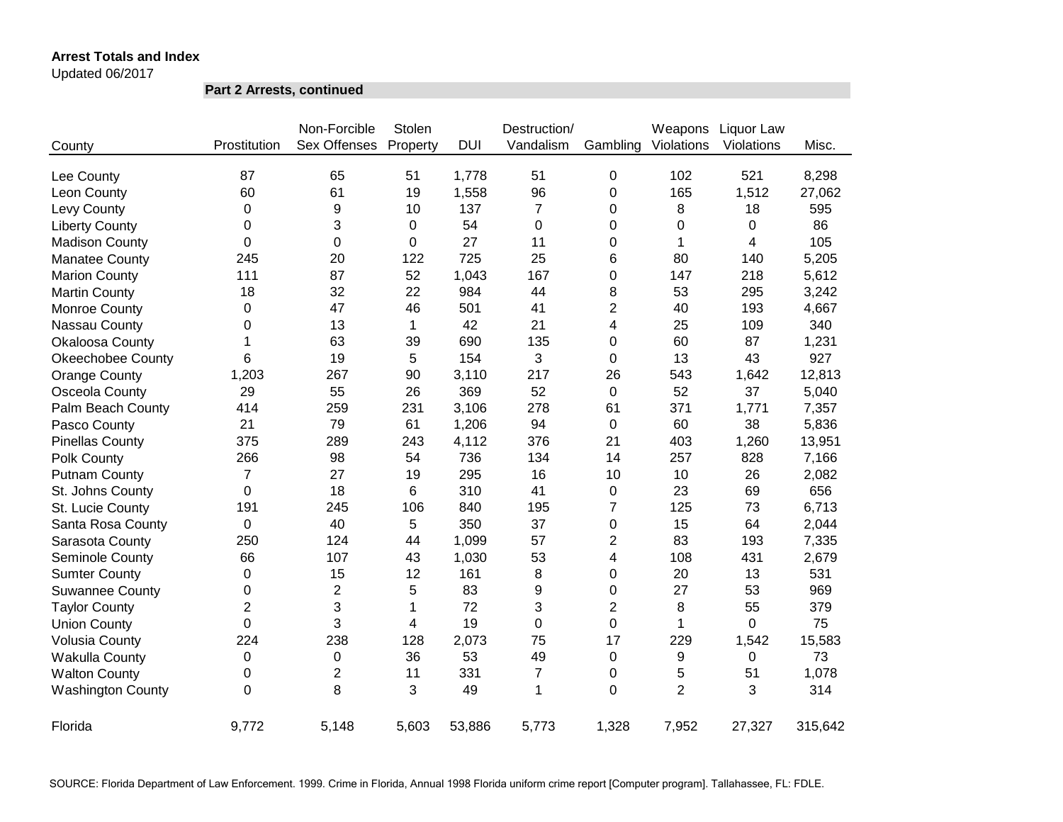**Arrest Totals and Index**
Updated 06/2017

**Part 2 Arrests, continued**

| County | Prostitution | Non-Forcible Sex Offenses | Stolen Property | DUI | Destruction/ Vandalism | Gambling | Weapons Violations | Liquor Law Violations | Misc. |
|---|---|---|---|---|---|---|---|---|---|
| Lee County | 87 | 65 | 51 | 1,778 | 51 | 0 | 102 | 521 | 8,298 |
| Leon County | 60 | 61 | 19 | 1,558 | 96 | 0 | 165 | 1,512 | 27,062 |
| Levy County | 0 | 9 | 10 | 137 | 7 | 0 | 8 | 18 | 595 |
| Liberty County | 0 | 3 | 0 | 54 | 0 | 0 | 0 | 0 | 86 |
| Madison County | 0 | 0 | 0 | 27 | 11 | 0 | 1 | 4 | 105 |
| Manatee County | 245 | 20 | 122 | 725 | 25 | 6 | 80 | 140 | 5,205 |
| Marion County | 111 | 87 | 52 | 1,043 | 167 | 0 | 147 | 218 | 5,612 |
| Martin County | 18 | 32 | 22 | 984 | 44 | 8 | 53 | 295 | 3,242 |
| Monroe County | 0 | 47 | 46 | 501 | 41 | 2 | 40 | 193 | 4,667 |
| Nassau County | 0 | 13 | 1 | 42 | 21 | 4 | 25 | 109 | 340 |
| Okaloosa County | 1 | 63 | 39 | 690 | 135 | 0 | 60 | 87 | 1,231 |
| Okeechobee County | 6 | 19 | 5 | 154 | 3 | 0 | 13 | 43 | 927 |
| Orange County | 1,203 | 267 | 90 | 3,110 | 217 | 26 | 543 | 1,642 | 12,813 |
| Osceola County | 29 | 55 | 26 | 369 | 52 | 0 | 52 | 37 | 5,040 |
| Palm Beach County | 414 | 259 | 231 | 3,106 | 278 | 61 | 371 | 1,771 | 7,357 |
| Pasco County | 21 | 79 | 61 | 1,206 | 94 | 0 | 60 | 38 | 5,836 |
| Pinellas County | 375 | 289 | 243 | 4,112 | 376 | 21 | 403 | 1,260 | 13,951 |
| Polk County | 266 | 98 | 54 | 736 | 134 | 14 | 257 | 828 | 7,166 |
| Putnam County | 7 | 27 | 19 | 295 | 16 | 10 | 10 | 26 | 2,082 |
| St. Johns County | 0 | 18 | 6 | 310 | 41 | 0 | 23 | 69 | 656 |
| St. Lucie County | 191 | 245 | 106 | 840 | 195 | 7 | 125 | 73 | 6,713 |
| Santa Rosa County | 0 | 40 | 5 | 350 | 37 | 0 | 15 | 64 | 2,044 |
| Sarasota County | 250 | 124 | 44 | 1,099 | 57 | 2 | 83 | 193 | 7,335 |
| Seminole County | 66 | 107 | 43 | 1,030 | 53 | 4 | 108 | 431 | 2,679 |
| Sumter County | 0 | 15 | 12 | 161 | 8 | 0 | 20 | 13 | 531 |
| Suwannee County | 0 | 2 | 5 | 83 | 9 | 0 | 27 | 53 | 969 |
| Taylor County | 2 | 3 | 1 | 72 | 3 | 2 | 8 | 55 | 379 |
| Union County | 0 | 3 | 4 | 19 | 0 | 0 | 1 | 0 | 75 |
| Volusia County | 224 | 238 | 128 | 2,073 | 75 | 17 | 229 | 1,542 | 15,583 |
| Wakulla County | 0 | 0 | 36 | 53 | 49 | 0 | 9 | 0 | 73 |
| Walton County | 0 | 2 | 11 | 331 | 7 | 0 | 5 | 51 | 1,078 |
| Washington County | 0 | 8 | 3 | 49 | 1 | 0 | 2 | 3 | 314 |
| Florida | 9,772 | 5,148 | 5,603 | 53,886 | 5,773 | 1,328 | 7,952 | 27,327 | 315,642 |

SOURCE: Florida Department of Law Enforcement. 1999. Crime in Florida, Annual 1998 Florida uniform crime report [Computer program]. Tallahassee, FL: FDLE.